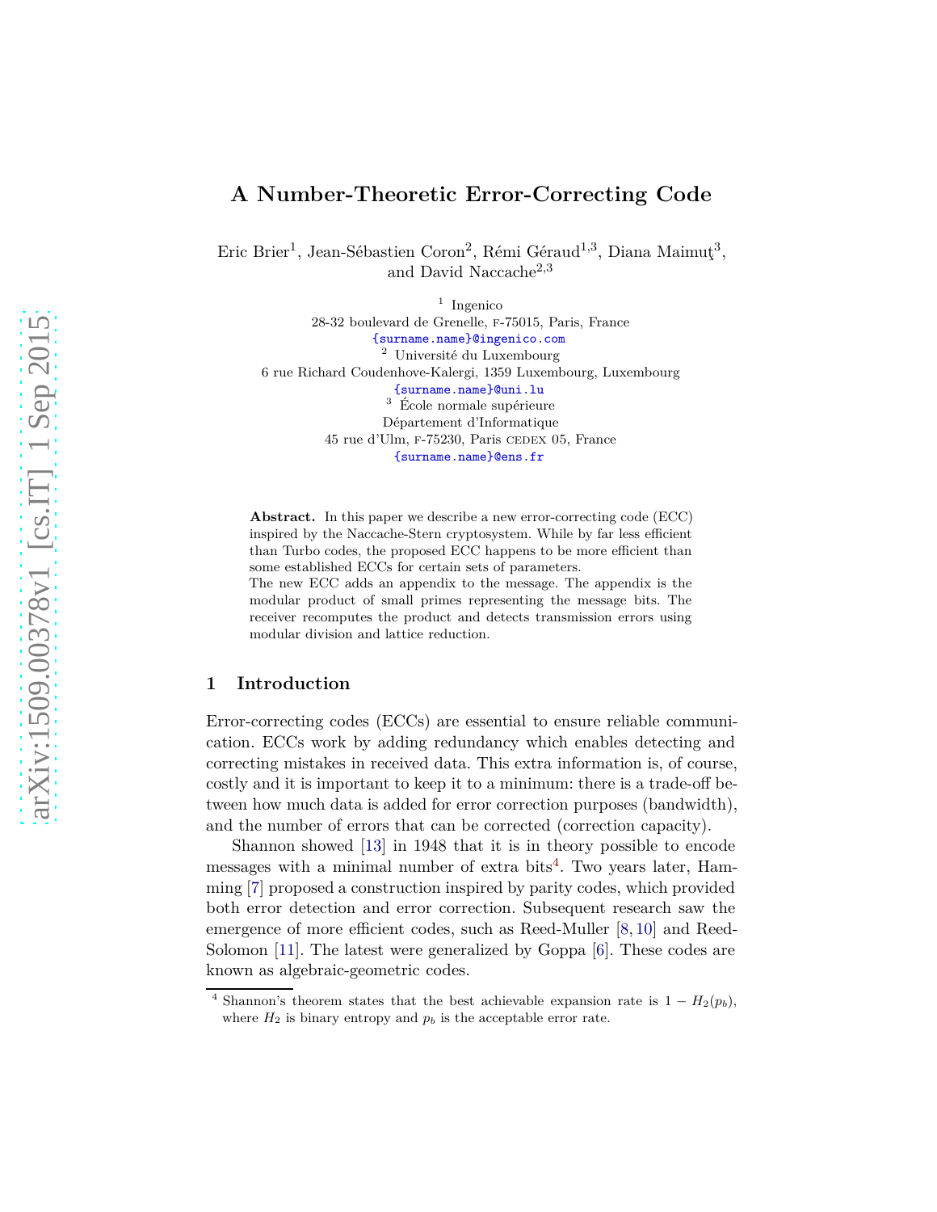# A Number-Theoretic Error-Correcting Code

Eric Brier[1], Jean-Sébastien Coron[2], Rémi Géraud[1,3], Diana Maimuţ[3], and David Naccache[2,3]

[1] Ingenico
28-32 boulevard de Grenelle, F-75015, Paris, France
{surname.name}@ingenico.com

[2] Université du Luxembourg
6 rue Richard Coudenhove-Kalergi, 1359 Luxembourg, Luxembourg
{surname.name}@uni.lu

[3] École normale supérieure
Département d'Informatique
45 rue d'Ulm, F-75230, Paris CEDEX 05, France
{surname.name}@ens.fr

**Abstract.** In this paper we describe a new error-correcting code (ECC) inspired by the Naccache-Stern cryptosystem. While by far less efficient than Turbo codes, the proposed ECC happens to be more efficient than some established ECCs for certain sets of parameters.
The new ECC adds an appendix to the message. The appendix is the modular product of small primes representing the message bits. The receiver recomputes the product and detects transmission errors using modular division and lattice reduction.

## 1 Introduction

Error-correcting codes (ECCs) are essential to ensure reliable communication. ECCs work by adding redundancy which enables detecting and correcting mistakes in received data. This extra information is, of course, costly and it is important to keep it to a minimum: there is a trade-off between how much data is added for error correction purposes (bandwidth), and the number of errors that can be corrected (correction capacity).

Shannon showed [13] in 1948 that it is in theory possible to encode messages with a minimal number of extra bits[4]. Two years later, Hamming [7] proposed a construction inspired by parity codes, which provided both error detection and error correction. Subsequent research saw the emergence of more efficient codes, such as Reed-Muller [8, 10] and Reed-Solomon [11]. The latest were generalized by Goppa [6]. These codes are known as algebraic-geometric codes.

[4] Shannon's theorem states that the best achievable expansion rate is $1 - H_2(p_b)$, where $H_2$ is binary entropy and $p_b$ is the acceptable error rate.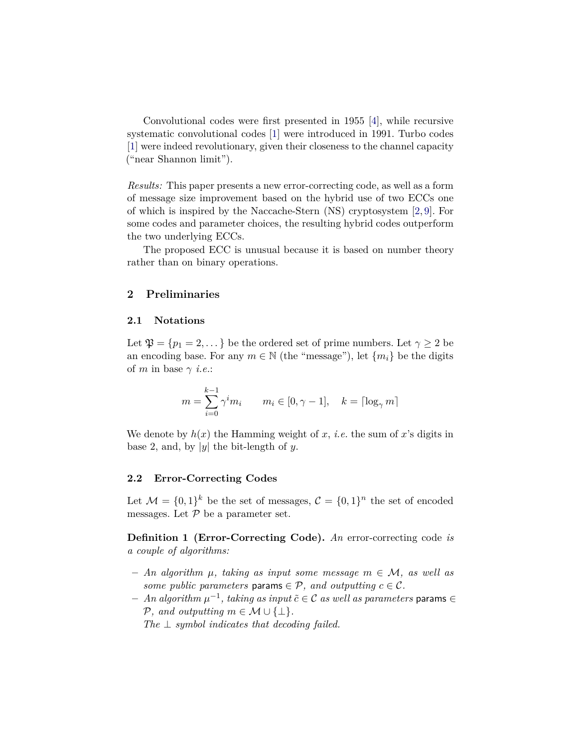Convolutional codes were first presented in 1955 [4], while recursive systematic convolutional codes [1] were introduced in 1991. Turbo codes [1] were indeed revolutionary, given their closeness to the channel capacity ("near Shannon limit").

*Results:* This paper presents a new error-correcting code, as well as a form of message size improvement based on the hybrid use of two ECCs one of which is inspired by the Naccache-Stern (NS) cryptosystem [2, 9]. For some codes and parameter choices, the resulting hybrid codes outperform the two underlying ECCs.

The proposed ECC is unusual because it is based on number theory rather than on binary operations.

## 2 Preliminaries

### 2.1 Notations

Let $\mathfrak{P} = \{p_1 = 2, \dots\}$ be the ordered set of prime numbers. Let $\gamma \geq 2$ be an encoding base. For any $m \in \mathbb{N}$ (the "message"), let $\{m_i\}$ be the digits of $m$ in base $\gamma$ *i.e.*:

$$m = \sum_{i=0}^{k-1} \gamma^i m_i \qquad m_i \in [0, \gamma - 1], \quad k = \lceil \log_\gamma m \rceil$$

We denote by $h(x)$ the Hamming weight of $x$, *i.e.* the sum of $x$'s digits in base 2, and, by $|y|$ the bit-length of $y$.

### 2.2 Error-Correcting Codes

Let $\mathcal{M} = \{0, 1\}^k$ be the set of messages, $\mathcal{C} = \{0, 1\}^n$ the set of encoded messages. Let $\mathcal{P}$ be a parameter set.

**Definition 1 (Error-Correcting Code).** *An* error-correcting code *is a couple of algorithms:*

- *An algorithm $\mu$, taking as input some message $m \in \mathcal{M}$, as well as some public parameters $\mathsf{params} \in \mathcal{P}$, and outputting $c \in \mathcal{C}$.*
- *An algorithm $\mu^{-1}$, taking as input $\tilde{c} \in \mathcal{C}$ as well as parameters $\mathsf{params} \in \mathcal{P}$, and outputting $m \in \mathcal{M} \cup \{\perp\}$.*
  *The $\perp$ symbol indicates that decoding failed.*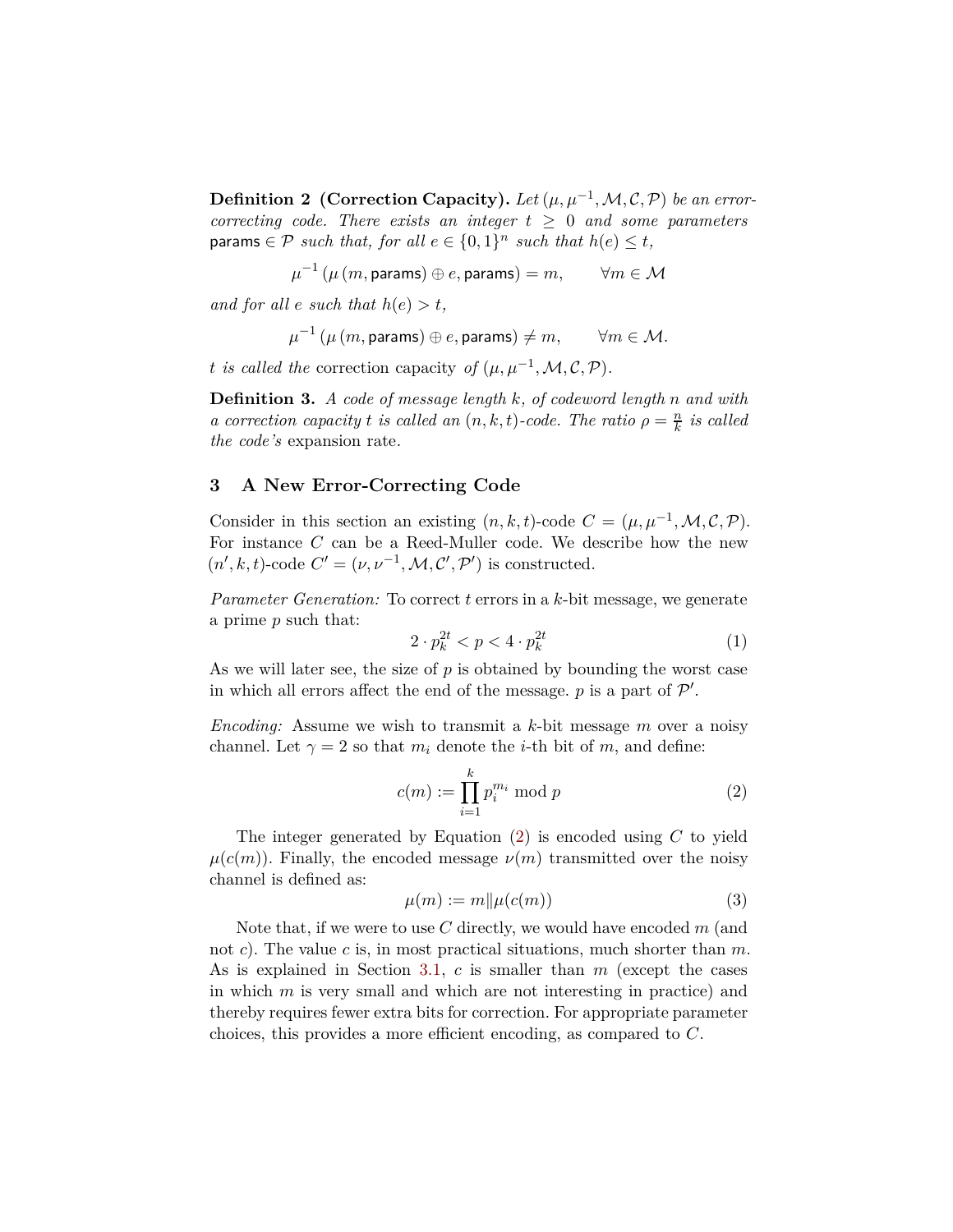**Definition 2 (Correction Capacity).** *Let $(\mu, \mu^{-1}, \mathcal{M}, \mathcal{C}, \mathcal{P})$ be an error-correcting code. There exists an integer $t \geq 0$ and some parameters $\mathsf{params} \in \mathcal{P}$ such that, for all $e \in \{0,1\}^n$ such that $h(e) \leq t$,*

$$\mu^{-1}\left(\mu\left(m, \mathsf{params}\right) \oplus e, \mathsf{params}\right) = m, \qquad \forall m \in \mathcal{M}$$

*and for all $e$ such that $h(e) > t$,*

$$\mu^{-1}\left(\mu\left(m, \mathsf{params}\right) \oplus e, \mathsf{params}\right) \neq m, \qquad \forall m \in \mathcal{M}.$$

*$t$ is called the* correction capacity *of $(\mu, \mu^{-1}, \mathcal{M}, \mathcal{C}, \mathcal{P})$.*

**Definition 3.** *A code of message length $k$, of codeword length $n$ and with a correction capacity $t$ is called an $(n, k, t)$-code. The ratio $\rho = \frac{n}{k}$ is called the code's* expansion rate*.*

## 3 A New Error-Correcting Code

Consider in this section an existing $(n, k, t)$-code $C = (\mu, \mu^{-1}, \mathcal{M}, \mathcal{C}, \mathcal{P})$. For instance $C$ can be a Reed-Muller code. We describe how the new $(n', k, t)$-code $C' = (\nu, \nu^{-1}, \mathcal{M}, \mathcal{C}', \mathcal{P}')$ is constructed.

*Parameter Generation:* To correct $t$ errors in a $k$-bit message, we generate a prime $p$ such that:

$$2 \cdot p_k^{2t} < p < 4 \cdot p_k^{2t} \tag{1}$$

As we will later see, the size of $p$ is obtained by bounding the worst case in which all errors affect the end of the message. $p$ is a part of $\mathcal{P}'$.

*Encoding:* Assume we wish to transmit a $k$-bit message $m$ over a noisy channel. Let $\gamma = 2$ so that $m_i$ denote the $i$-th bit of $m$, and define:

$$c(m) := \prod_{i=1}^{k} p_i^{m_i} \bmod p \tag{2}$$

The integer generated by Equation (2) is encoded using $C$ to yield $\mu(c(m))$. Finally, the encoded message $\nu(m)$ transmitted over the noisy channel is defined as:

$$\mu(m) := m \| \mu(c(m)) \tag{3}$$

Note that, if we were to use $C$ directly, we would have encoded $m$ (and not $c$). The value $c$ is, in most practical situations, much shorter than $m$. As is explained in Section 3.1, $c$ is smaller than $m$ (except the cases in which $m$ is very small and which are not interesting in practice) and thereby requires fewer extra bits for correction. For appropriate parameter choices, this provides a more efficient encoding, as compared to $C$.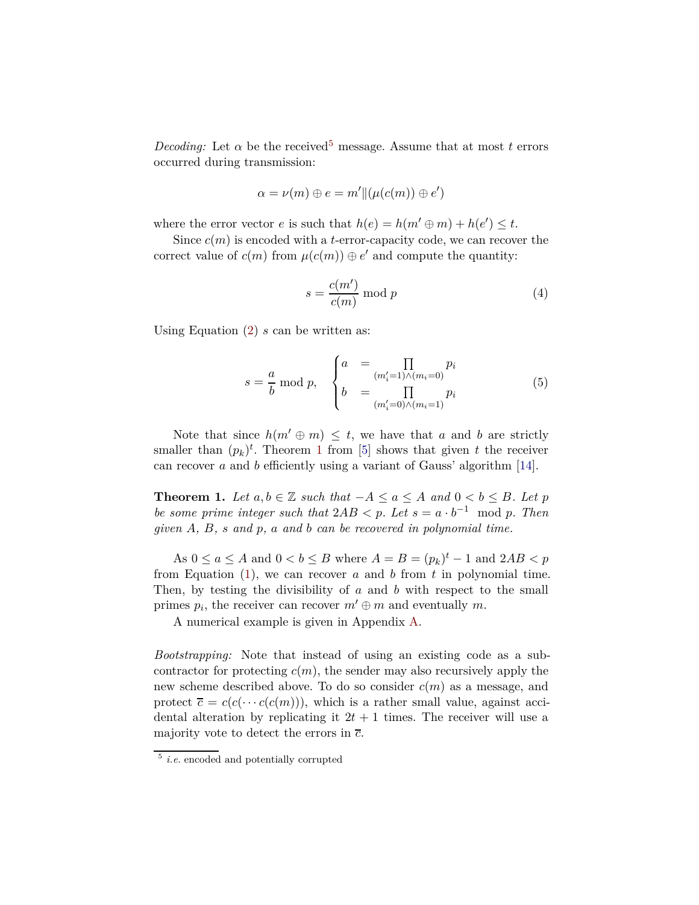*Decoding:* Let $\alpha$ be the received[5] message. Assume that at most $t$ errors occurred during transmission:

$$\alpha = \nu(m) \oplus e = m' \| (\mu(c(m)) \oplus e')$$

where the error vector $e$ is such that $h(e) = h(m' \oplus m) + h(e') \leq t$.

Since $c(m)$ is encoded with a $t$-error-capacity code, we can recover the correct value of $c(m)$ from $\mu(c(m)) \oplus e'$ and compute the quantity:

$$s = \frac{c(m')}{c(m)} \bmod p \tag{4}$$

Using Equation (2) $s$ can be written as:

$$s = \frac{a}{b} \bmod p, \quad \begin{cases} a &= \prod\limits_{(m'_i=1)\wedge(m_i=0)} p_i \\ b &= \prod\limits_{(m'_i=0)\wedge(m_i=1)} p_i \end{cases} \tag{5}$$

Note that since $h(m' \oplus m) \leq t$, we have that $a$ and $b$ are strictly smaller than $(p_k)^t$. Theorem 1 from [5] shows that given $t$ the receiver can recover $a$ and $b$ efficiently using a variant of Gauss' algorithm [14].

**Theorem 1.** *Let $a, b \in \mathbb{Z}$ such that $-A \leq a \leq A$ and $0 < b \leq B$. Let $p$ be some prime integer such that $2AB < p$. Let $s = a \cdot b^{-1} \bmod p$. Then given $A$, $B$, $s$ and $p$, $a$ and $b$ can be recovered in polynomial time.*

As $0 \leq a \leq A$ and $0 < b \leq B$ where $A = B = (p_k)^t - 1$ and $2AB < p$ from Equation (1), we can recover $a$ and $b$ from $t$ in polynomial time. Then, by testing the divisibility of $a$ and $b$ with respect to the small primes $p_i$, the receiver can recover $m' \oplus m$ and eventually $m$.

A numerical example is given in Appendix A.

*Bootstrapping:* Note that instead of using an existing code as a subcontractor for protecting $c(m)$, the sender may also recursively apply the new scheme described above. To do so consider $c(m)$ as a message, and protect $\overline{c} = c(c(\cdots c(c(m))))$, which is a rather small value, against accidental alteration by replicating it $2t + 1$ times. The receiver will use a majority vote to detect the errors in $\overline{c}$.

---

[5] *i.e.* encoded and potentially corrupted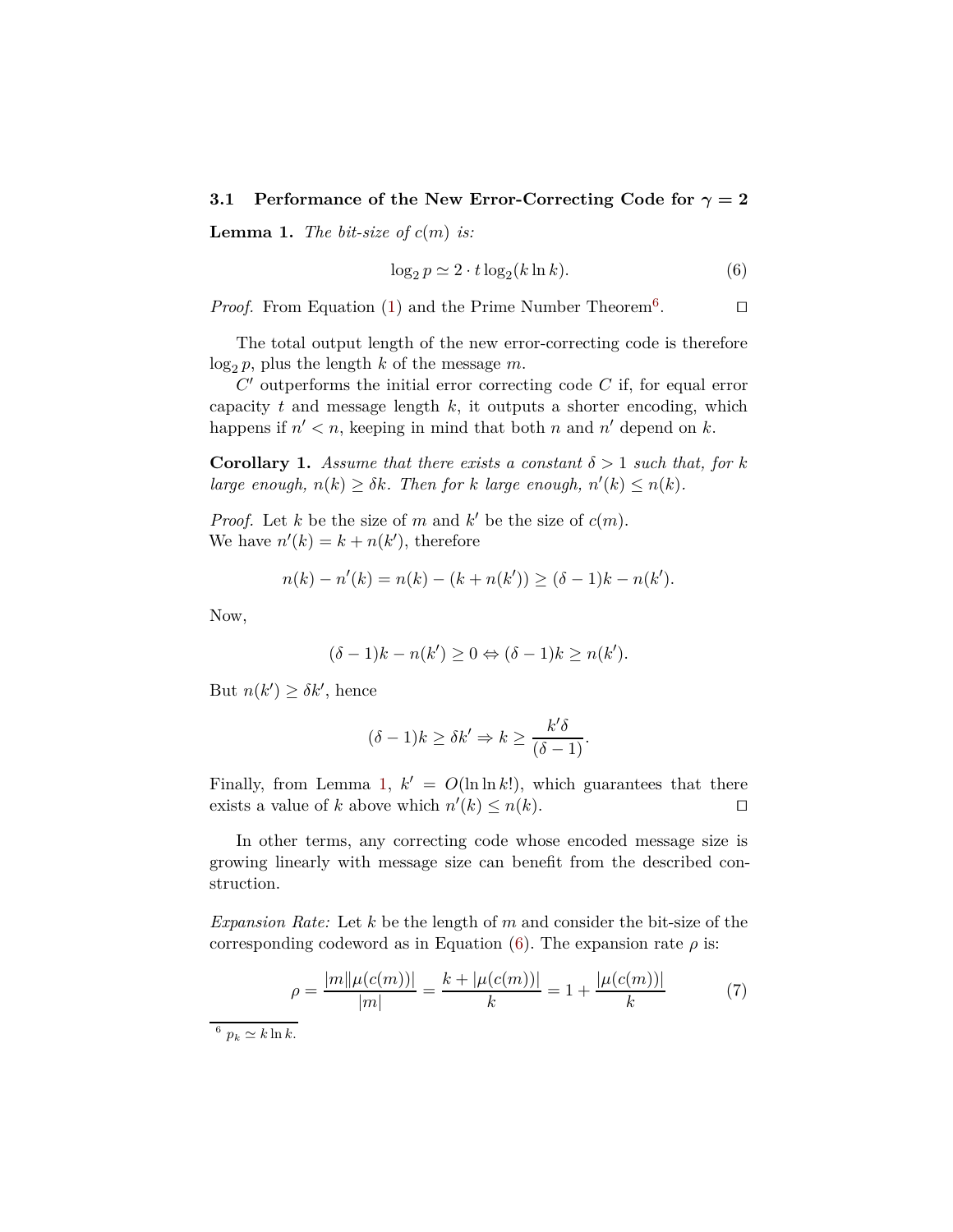### 3.1 Performance of the New Error-Correcting Code for $\gamma = 2$

**Lemma 1.** *The bit-size of $c(m)$ is:*

$$\log_2 p \simeq 2 \cdot t \log_2(k \ln k). \tag{6}$$

*Proof.* From Equation (1) and the Prime Number Theorem[6]. $\square$

The total output length of the new error-correcting code is therefore $\log_2 p$, plus the length $k$ of the message $m$.

$C'$ outperforms the initial error correcting code $C$ if, for equal error capacity $t$ and message length $k$, it outputs a shorter encoding, which happens if $n' < n$, keeping in mind that both $n$ and $n'$ depend on $k$.

**Corollary 1.** *Assume that there exists a constant $\delta > 1$ such that, for $k$ large enough, $n(k) \geq \delta k$. Then for $k$ large enough, $n'(k) \leq n(k)$.*

*Proof.* Let $k$ be the size of $m$ and $k'$ be the size of $c(m)$.
We have $n'(k) = k + n(k')$, therefore

$$n(k) - n'(k) = n(k) - (k + n(k')) \geq (\delta - 1)k - n(k').$$

Now,

$$(\delta - 1)k - n(k') \geq 0 \Leftrightarrow (\delta - 1)k \geq n(k').$$

But $n(k') \geq \delta k'$, hence

$$(\delta - 1)k \geq \delta k' \Rightarrow k \geq \frac{k'\delta}{(\delta - 1)}.$$

Finally, from Lemma 1, $k' = O(\ln \ln k!)$, which guarantees that there exists a value of $k$ above which $n'(k) \leq n(k)$. $\square$

In other terms, any correcting code whose encoded message size is growing linearly with message size can benefit from the described construction.

*Expansion Rate:* Let $k$ be the length of $m$ and consider the bit-size of the corresponding codeword as in Equation (6). The expansion rate $\rho$ is:

$$\rho = \frac{|m\|\mu(c(m))|}{|m|} = \frac{k + |\mu(c(m))|}{k} = 1 + \frac{|\mu(c(m))|}{k} \tag{7}$$

[6] $p_k \simeq k \ln k$.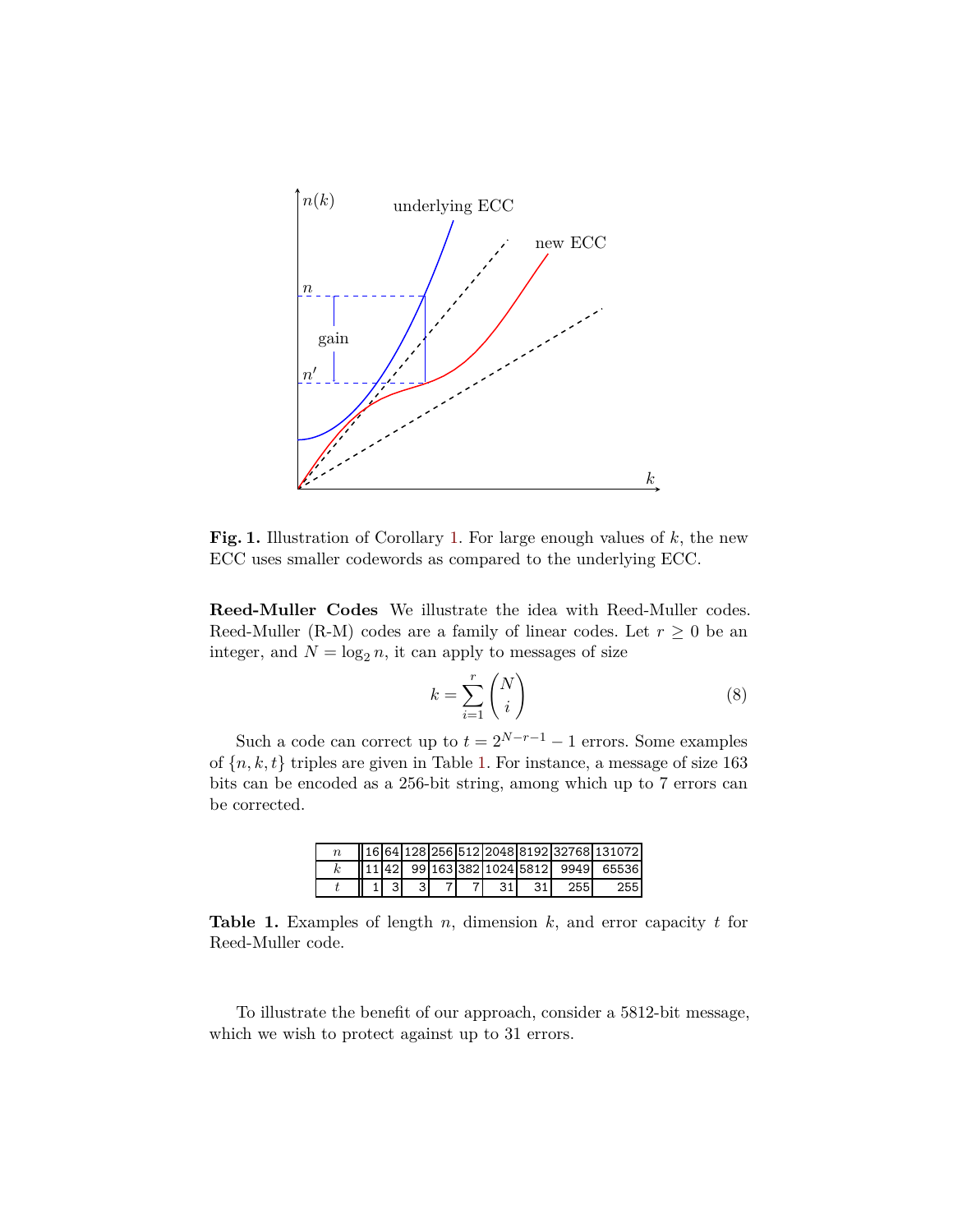**Fig. 1.** Illustration of Corollary 1. For large enough values of $k$, the new ECC uses smaller codewords as compared to the underlying ECC.

**Reed-Muller Codes** We illustrate the idea with Reed-Muller codes. Reed-Muller (R-M) codes are a family of linear codes. Let $r \geq 0$ be an integer, and $N = \log_2 n$, it can apply to messages of size

$$k = \sum_{i=1}^{r} \binom{N}{i} \tag{8}$$

Such a code can correct up to $t = 2^{N-r-1} - 1$ errors. Some examples of $\{n, k, t\}$ triples are given in Table 1. For instance, a message of size 163 bits can be encoded as a 256-bit string, among which up to 7 errors can be corrected.

| $n$ | 16 | 64 | 128 | 256 | 512 | 2048 | 8192 | 32768 | 131072 |
|---|---|---|---|---|---|---|---|---|---|
| $k$ | 11 | 42 | 99 | 163 | 382 | 1024 | 5812 | 9949 | 65536 |
| $t$ | 1 | 3 | 3 | 7 | 7 | 31 | 31 | 255 | 255 |

**Table 1.** Examples of length $n$, dimension $k$, and error capacity $t$ for Reed-Muller code.

To illustrate the benefit of our approach, consider a 5812-bit message, which we wish to protect against up to 31 errors.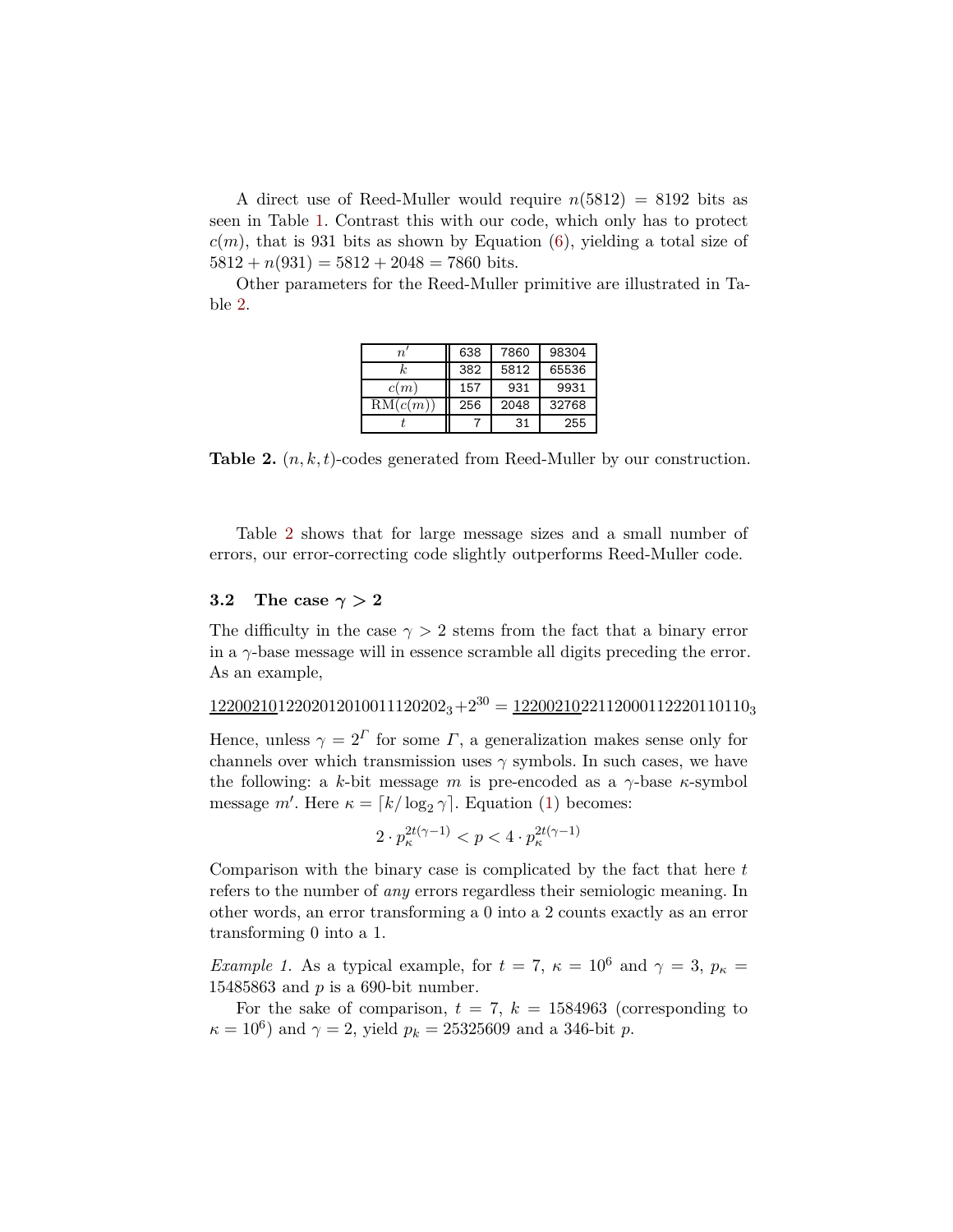A direct use of Reed-Muller would require $n(5812) = 8192$ bits as seen in Table 1. Contrast this with our code, which only has to protect $c(m)$, that is 931 bits as shown by Equation (6), yielding a total size of $5812 + n(931) = 5812 + 2048 = 7860$ bits.

Other parameters for the Reed-Muller primitive are illustrated in Table 2.

| $n'$ | 638 | 7860 | 98304 |
|---|---|---|---|
| $k$ | 382 | 5812 | 65536 |
| $c(m)$ | 157 | 931 | 9931 |
| $\mathrm{RM}(c(m))$ | 256 | 2048 | 32768 |
| $t$ | 7 | 31 | 255 |

**Table 2.** $(n, k, t)$-codes generated from Reed-Muller by our construction.

Table 2 shows that for large message sizes and a small number of errors, our error-correcting code slightly outperforms Reed-Muller code.

### 3.2 The case $\gamma > 2$

The difficulty in the case $\gamma > 2$ stems from the fact that a binary error in a $\gamma$-base message will in essence scramble all digits preceding the error. As an example,

$$\underline{12200210}1220201201001112020 2_3 + 2^{30} = \underline{12200210}22112000112220110110_3$$

Hence, unless $\gamma = 2^{\Gamma}$ for some $\Gamma$, a generalization makes sense only for channels over which transmission uses $\gamma$ symbols. In such cases, we have the following: a $k$-bit message $m$ is pre-encoded as a $\gamma$-base $\kappa$-symbol message $m'$. Here $\kappa = \lceil k / \log_2 \gamma \rceil$. Equation (1) becomes:

$$2 \cdot p_\kappa^{2t(\gamma-1)} < p < 4 \cdot p_\kappa^{2t(\gamma-1)}$$

Comparison with the binary case is complicated by the fact that here $t$ refers to the number of *any* errors regardless their semiologic meaning. In other words, an error transforming a 0 into a 2 counts exactly as an error transforming 0 into a 1.

*Example 1.* As a typical example, for $t = 7$, $\kappa = 10^6$ and $\gamma = 3$, $p_\kappa = 15485863$ and $p$ is a 690-bit number.

For the sake of comparison, $t = 7$, $k = 1584963$ (corresponding to $\kappa = 10^6$) and $\gamma = 2$, yield $p_k = 25325609$ and a 346-bit $p$.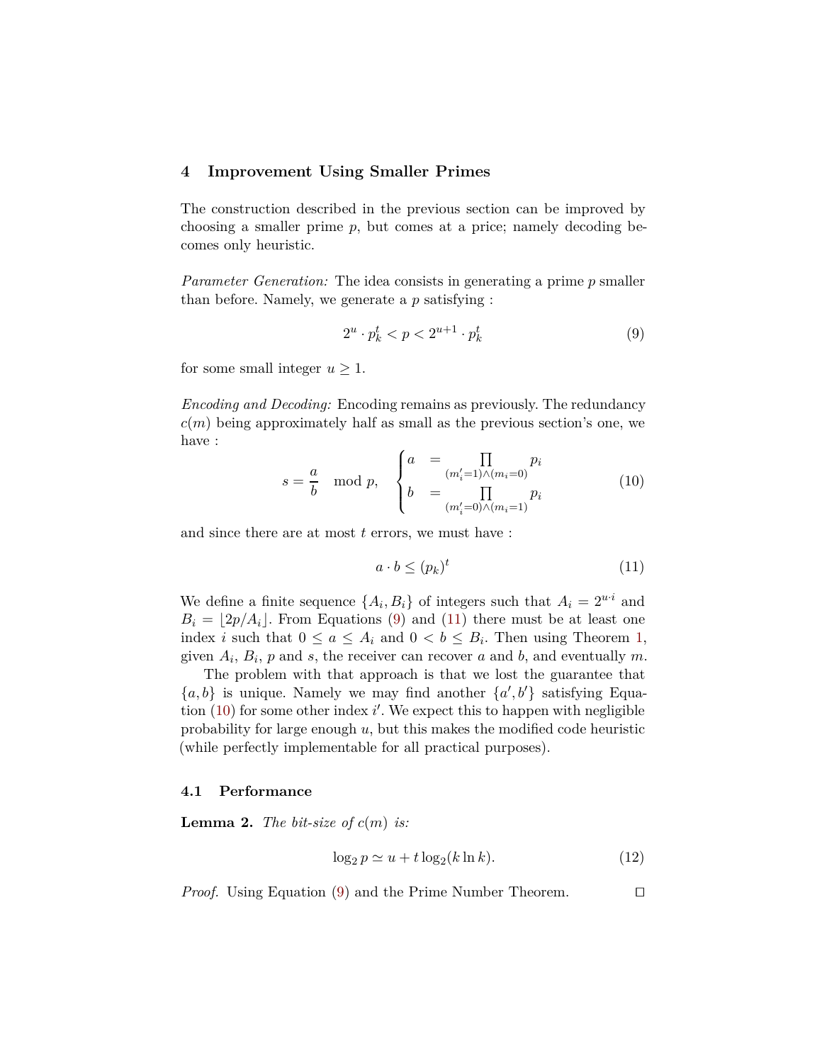## 4 Improvement Using Smaller Primes

The construction described in the previous section can be improved by choosing a smaller prime $p$, but comes at a price; namely decoding becomes only heuristic.

*Parameter Generation:* The idea consists in generating a prime $p$ smaller than before. Namely, we generate a $p$ satisfying :

$$2^u \cdot p_k^t < p < 2^{u+1} \cdot p_k^t \tag{9}$$

for some small integer $u \geq 1$.

*Encoding and Decoding:* Encoding remains as previously. The redundancy $c(m)$ being approximately half as small as the previous section's one, we have :

$$s = \frac{a}{b} \mod p, \quad \begin{cases} a &= \prod\limits_{(m'_i=1)\wedge(m_i=0)} p_i \\ b &= \prod\limits_{(m'_i=0)\wedge(m_i=1)} p_i \end{cases} \tag{10}$$

and since there are at most $t$ errors, we must have :

$$a \cdot b \leq (p_k)^t \tag{11}$$

We define a finite sequence $\{A_i, B_i\}$ of integers such that $A_i = 2^{u \cdot i}$ and $B_i = \lfloor 2p/A_i \rfloor$. From Equations (9) and (11) there must be at least one index $i$ such that $0 \leq a \leq A_i$ and $0 < b \leq B_i$. Then using Theorem 1, given $A_i$, $B_i$, $p$ and $s$, the receiver can recover $a$ and $b$, and eventually $m$.

The problem with that approach is that we lost the guarantee that $\{a, b\}$ is unique. Namely we may find another $\{a', b'\}$ satisfying Equation (10) for some other index $i'$. We expect this to happen with negligible probability for large enough $u$, but this makes the modified code heuristic (while perfectly implementable for all practical purposes).

### 4.1 Performance

**Lemma 2.** *The bit-size of $c(m)$ is:*

$$\log_2 p \simeq u + t \log_2(k \ln k). \tag{12}$$

*Proof.* Using Equation (9) and the Prime Number Theorem. □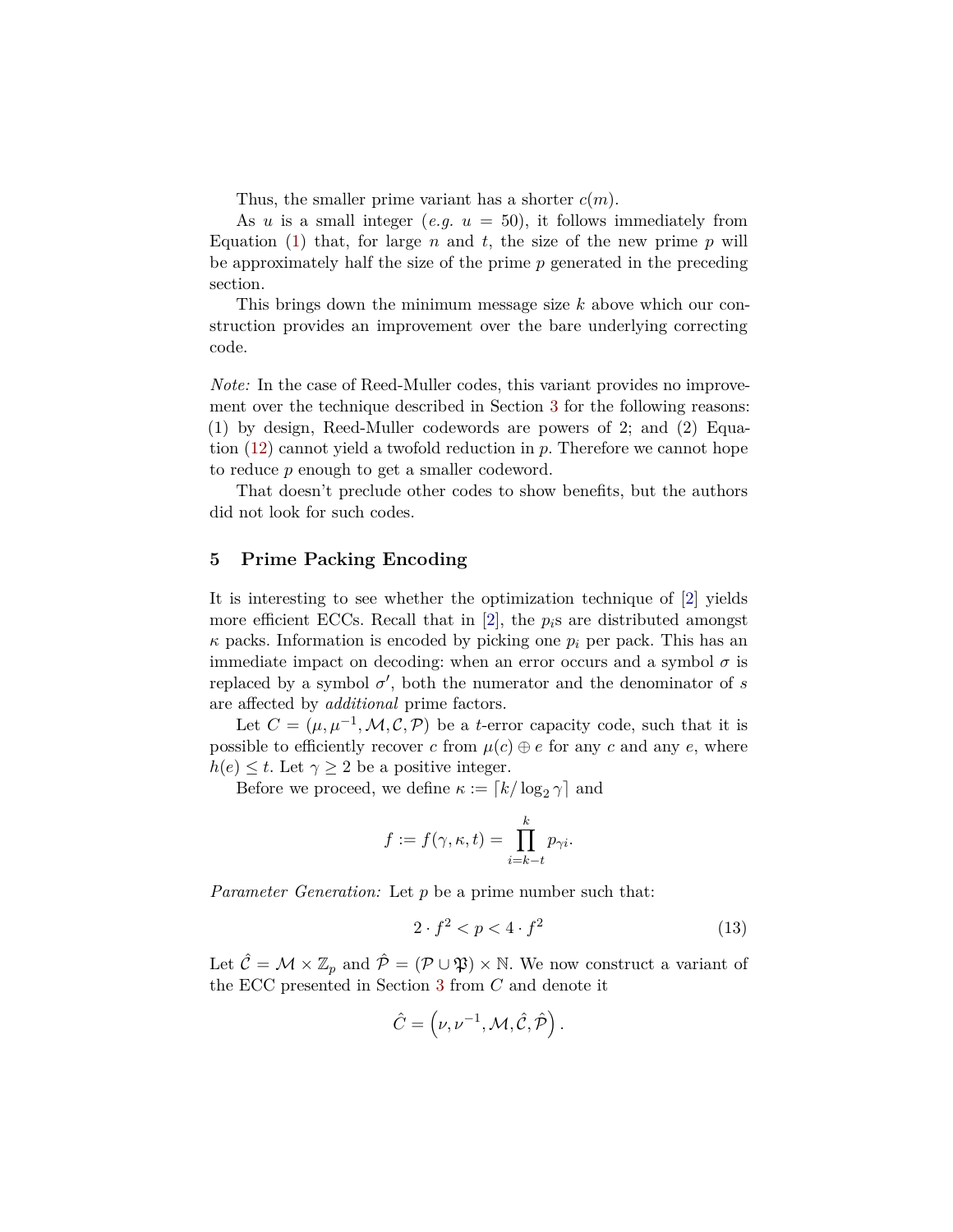Thus, the smaller prime variant has a shorter $c(m)$.

As $u$ is a small integer (*e.g.* $u = 50$), it follows immediately from Equation (1) that, for large $n$ and $t$, the size of the new prime $p$ will be approximately half the size of the prime $p$ generated in the preceding section.

This brings down the minimum message size $k$ above which our construction provides an improvement over the bare underlying correcting code.

*Note:* In the case of Reed-Muller codes, this variant provides no improvement over the technique described in Section 3 for the following reasons: (1) by design, Reed-Muller codewords are powers of 2; and (2) Equation (12) cannot yield a twofold reduction in $p$. Therefore we cannot hope to reduce $p$ enough to get a smaller codeword.

That doesn't preclude other codes to show benefits, but the authors did not look for such codes.

## 5 Prime Packing Encoding

It is interesting to see whether the optimization technique of [2] yields more efficient ECCs. Recall that in [2], the $p_i$s are distributed amongst $\kappa$ packs. Information is encoded by picking one $p_i$ per pack. This has an immediate impact on decoding: when an error occurs and a symbol $\sigma$ is replaced by a symbol $\sigma'$, both the numerator and the denominator of $s$ are affected by *additional* prime factors.

Let $C = (\mu, \mu^{-1}, \mathcal{M}, \mathcal{C}, \mathcal{P})$ be a $t$-error capacity code, such that it is possible to efficiently recover $c$ from $\mu(c) \oplus e$ for any $c$ and any $e$, where $h(e) \leq t$. Let $\gamma \geq 2$ be a positive integer.

Before we proceed, we define $\kappa := \lceil k / \log_2 \gamma \rceil$ and

$$f := f(\gamma, \kappa, t) = \prod_{i=k-t}^{k} p_{\gamma i}.$$

*Parameter Generation:* Let $p$ be a prime number such that:

$$2 \cdot f^2 < p < 4 \cdot f^2 \tag{13}$$

Let $\hat{\mathcal{C}} = \mathcal{M} \times \mathbb{Z}_p$ and $\hat{\mathcal{P}} = (\mathcal{P} \cup \mathfrak{P}) \times \mathbb{N}$. We now construct a variant of the ECC presented in Section 3 from $C$ and denote it

$$\hat{C} = \left(\nu, \nu^{-1}, \mathcal{M}, \hat{\mathcal{C}}, \hat{\mathcal{P}}\right).$$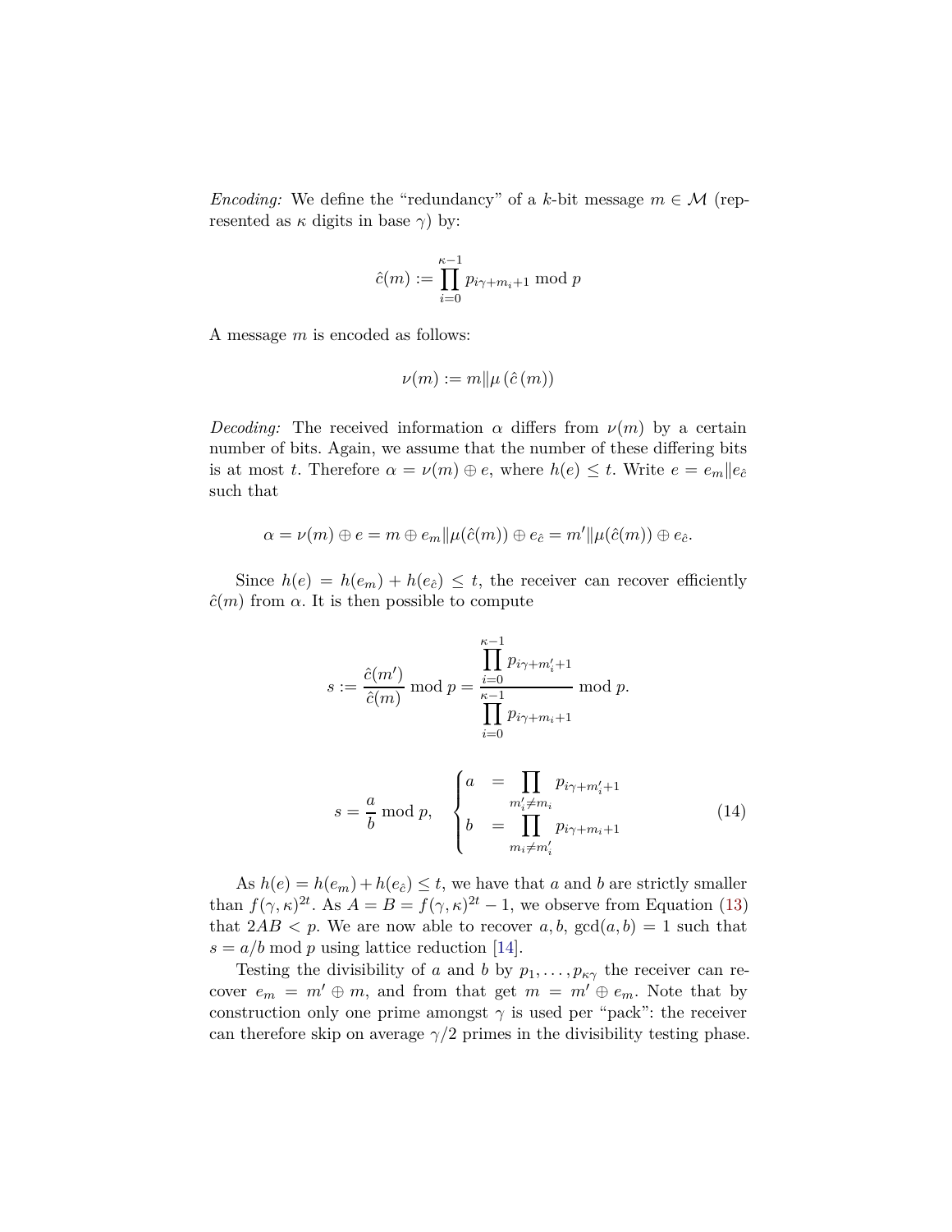*Encoding:* We define the "redundancy" of a $k$-bit message $m \in \mathcal{M}$ (represented as $\kappa$ digits in base $\gamma$) by:

$$\hat{c}(m) := \prod_{i=0}^{\kappa-1} p_{i\gamma+m_i+1} \bmod p$$

A message $m$ is encoded as follows:

$$\nu(m) := m \| \mu\left(\hat{c}\left(m\right)\right)$$

*Decoding:* The received information $\alpha$ differs from $\nu(m)$ by a certain number of bits. Again, we assume that the number of these differing bits is at most $t$. Therefore $\alpha = \nu(m) \oplus e$, where $h(e) \leq t$. Write $e = e_m \| e_{\hat{c}}$ such that

$$\alpha = \nu(m) \oplus e = m \oplus e_m \| \mu(\hat{c}(m)) \oplus e_{\hat{c}} = m' \| \mu(\hat{c}(m)) \oplus e_{\hat{c}}.$$

Since $h(e) = h(e_m) + h(e_{\hat{c}}) \leq t$, the receiver can recover efficiently $\hat{c}(m)$ from $\alpha$. It is then possible to compute

$$s := \frac{\hat{c}(m')}{\hat{c}(m)} \bmod p = \frac{\prod_{i=0}^{\kappa-1} p_{i\gamma+m'_i+1}}{\prod_{i=0}^{\kappa-1} p_{i\gamma+m_i+1}} \bmod p.$$

$$s = \frac{a}{b} \bmod p, \quad \begin{cases} a &= \prod_{m'_i \neq m_i} p_{i\gamma+m'_i+1} \\ b &= \prod_{m_i \neq m'_i} p_{i\gamma+m_i+1} \end{cases} \tag{14}$$

As $h(e) = h(e_m) + h(e_{\hat{c}}) \leq t$, we have that $a$ and $b$ are strictly smaller than $f(\gamma, \kappa)^{2t}$. As $A = B = f(\gamma, \kappa)^{2t} - 1$, we observe from Equation (13) that $2AB < p$. We are now able to recover $a, b$, $\gcd(a, b) = 1$ such that $s = a/b \bmod p$ using lattice reduction [14].

Testing the divisibility of $a$ and $b$ by $p_1, \ldots, p_{\kappa\gamma}$ the receiver can recover $e_m = m' \oplus m$, and from that get $m = m' \oplus e_m$. Note that by construction only one prime amongst $\gamma$ is used per "pack": the receiver can therefore skip on average $\gamma/2$ primes in the divisibility testing phase.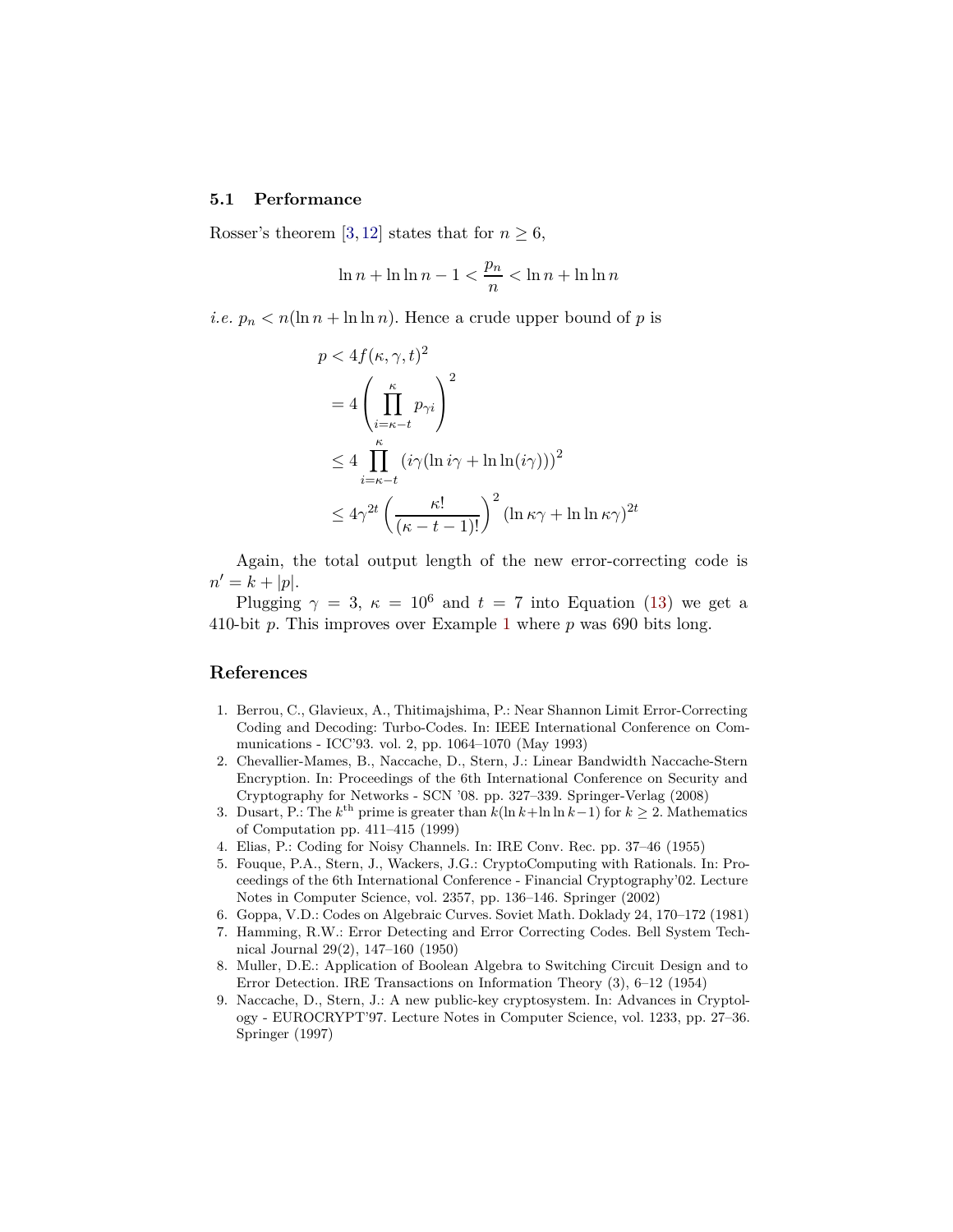### 5.1 Performance

Rosser's theorem [3, 12] states that for $n \geq 6$,

$$\ln n + \ln \ln n - 1 < \frac{p_n}{n} < \ln n + \ln \ln n$$

*i.e.* $p_n < n(\ln n + \ln \ln n)$. Hence a crude upper bound of $p$ is

$$\begin{aligned} p &< 4f(\kappa, \gamma, t)^2 \\ &= 4 \left( \prod_{i=\kappa-t}^{\kappa} p_{\gamma i} \right)^2 \\ &\leq 4 \prod_{i=\kappa-t}^{\kappa} \left( i\gamma(\ln i\gamma + \ln \ln(i\gamma)) \right)^2 \\ &\leq 4\gamma^{2t} \left( \frac{\kappa!}{(\kappa-t-1)!} \right)^2 (\ln \kappa\gamma + \ln \ln \kappa\gamma)^{2t} \end{aligned}$$

Again, the total output length of the new error-correcting code is $n' = k + |p|$.

Plugging $\gamma = 3$, $\kappa = 10^6$ and $t = 7$ into Equation (13) we get a 410-bit $p$. This improves over Example 1 where $p$ was 690 bits long.

## References

1. Berrou, C., Glavieux, A., Thitimajshima, P.: Near Shannon Limit Error-Correcting Coding and Decoding: Turbo-Codes. In: IEEE International Conference on Communications - ICC'93. vol. 2, pp. 1064–1070 (May 1993)
2. Chevallier-Mames, B., Naccache, D., Stern, J.: Linear Bandwidth Naccache-Stern Encryption. In: Proceedings of the 6th International Conference on Security and Cryptography for Networks - SCN '08. pp. 327–339. Springer-Verlag (2008)
3. Dusart, P.: The $k^{\text{th}}$ prime is greater than $k(\ln k + \ln \ln k - 1)$ for $k \geq 2$. Mathematics of Computation pp. 411–415 (1999)
4. Elias, P.: Coding for Noisy Channels. In: IRE Conv. Rec. pp. 37–46 (1955)
5. Fouque, P.A., Stern, J., Wackers, J.G.: CryptoComputing with Rationals. In: Proceedings of the 6th International Conference - Financial Cryptography'02. Lecture Notes in Computer Science, vol. 2357, pp. 136–146. Springer (2002)
6. Goppa, V.D.: Codes on Algebraic Curves. Soviet Math. Doklady 24, 170–172 (1981)
7. Hamming, R.W.: Error Detecting and Error Correcting Codes. Bell System Technical Journal 29(2), 147–160 (1950)
8. Muller, D.E.: Application of Boolean Algebra to Switching Circuit Design and to Error Detection. IRE Transactions on Information Theory (3), 6–12 (1954)
9. Naccache, D., Stern, J.: A new public-key cryptosystem. In: Advances in Cryptology - EUROCRYPT'97. Lecture Notes in Computer Science, vol. 1233, pp. 27–36. Springer (1997)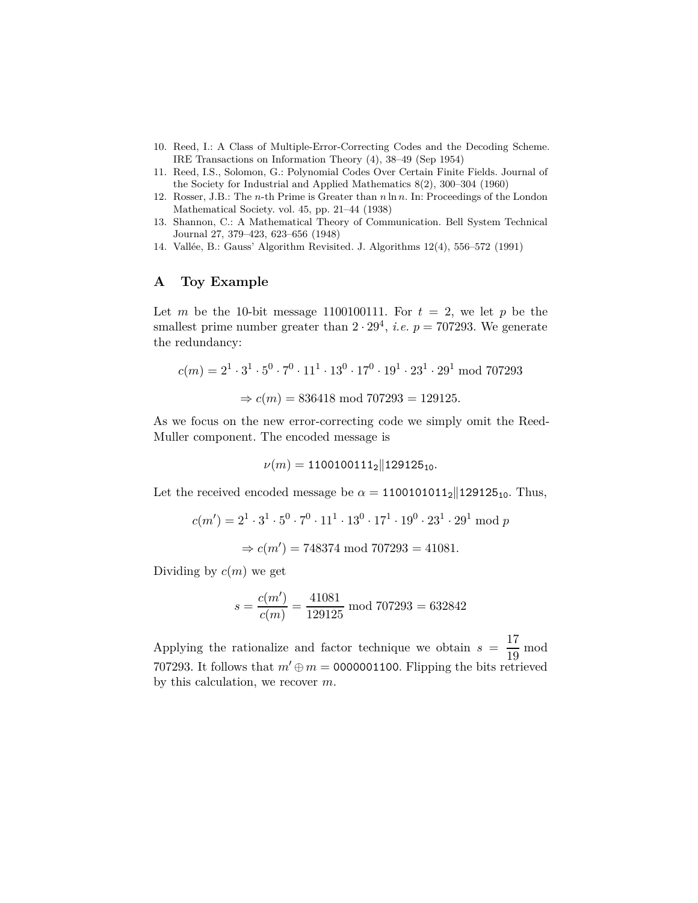10. Reed, I.: A Class of Multiple-Error-Correcting Codes and the Decoding Scheme. IRE Transactions on Information Theory (4), 38–49 (Sep 1954)
11. Reed, I.S., Solomon, G.: Polynomial Codes Over Certain Finite Fields. Journal of the Society for Industrial and Applied Mathematics 8(2), 300–304 (1960)
12. Rosser, J.B.: The $n$-th Prime is Greater than $n \ln n$. In: Proceedings of the London Mathematical Society. vol. 45, pp. 21–44 (1938)
13. Shannon, C.: A Mathematical Theory of Communication. Bell System Technical Journal 27, 379–423, 623–656 (1948)
14. Vallée, B.: Gauss' Algorithm Revisited. J. Algorithms 12(4), 556–572 (1991)

## A Toy Example

Let $m$ be the 10-bit message 1100100111. For $t = 2$, we let $p$ be the smallest prime number greater than $2 \cdot 29^4$, *i.e.* $p = 707293$. We generate the redundancy:

$$c(m) = 2^1 \cdot 3^1 \cdot 5^0 \cdot 7^0 \cdot 11^1 \cdot 13^0 \cdot 17^0 \cdot 19^1 \cdot 23^1 \cdot 29^1 \bmod 707293$$

$$\Rightarrow c(m) = 836418 \bmod 707293 = 129125.$$

As we focus on the new error-correcting code we simply omit the Reed-Muller component. The encoded message is

$$\nu(m) = \mathtt{1100100111}_2 \| \mathtt{129125}_{10}.$$

Let the received encoded message be $\alpha = \mathtt{1100101011}_2 \| \mathtt{129125}_{10}$. Thus,

$$c(m') = 2^1 \cdot 3^1 \cdot 5^0 \cdot 7^0 \cdot 11^1 \cdot 13^0 \cdot 17^1 \cdot 19^0 \cdot 23^1 \cdot 29^1 \bmod p$$

$$\Rightarrow c(m') = 748374 \bmod 707293 = 41081.$$

Dividing by $c(m)$ we get

$$s = \frac{c(m')}{c(m)} = \frac{41081}{129125} \bmod 707293 = 632842$$

Applying the rationalize and factor technique we obtain $s = \dfrac{17}{19} \bmod 707293$. It follows that $m' \oplus m = \mathtt{0000001100}$. Flipping the bits retrieved by this calculation, we recover $m$.